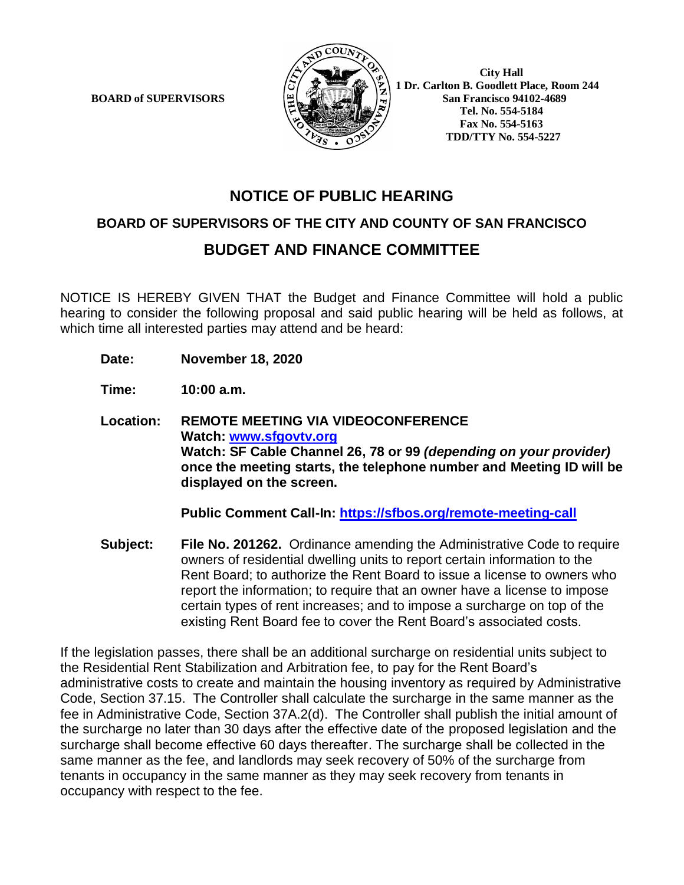**BOARD of SUPERVISORS**

**City Hall**
**1 Dr. Carlton B. Goodlett Place, Room 244**
**San Francisco 94102-4689**
**Tel. No. 554-5184**
**Fax No. 554-5163**
**TDD/TTY No. 554-5227**

# NOTICE OF PUBLIC HEARING

## BOARD OF SUPERVISORS OF THE CITY AND COUNTY OF SAN FRANCISCO

## BUDGET AND FINANCE COMMITTEE

NOTICE IS HEREBY GIVEN THAT the Budget and Finance Committee will hold a public hearing to consider the following proposal and said public hearing will be held as follows, at which time all interested parties may attend and be heard:

**Date:** **November 18, 2020**

**Time:** **10:00 a.m.**

**Location:** **REMOTE MEETING VIA VIDEOCONFERENCE**
**Watch: www.sfgovtv.org**
**Watch: SF Cable Channel 26, 78 or 99** ***(depending on your provider)*** **once the meeting starts, the telephone number and Meeting ID will be displayed on the screen.**

**Public Comment Call-In: https://sfbos.org/remote-meeting-call**

**Subject:** **File No. 201262.** Ordinance amending the Administrative Code to require owners of residential dwelling units to report certain information to the Rent Board; to authorize the Rent Board to issue a license to owners who report the information; to require that an owner have a license to impose certain types of rent increases; and to impose a surcharge on top of the existing Rent Board fee to cover the Rent Board's associated costs.

If the legislation passes, there shall be an additional surcharge on residential units subject to the Residential Rent Stabilization and Arbitration fee, to pay for the Rent Board's administrative costs to create and maintain the housing inventory as required by Administrative Code, Section 37.15. The Controller shall calculate the surcharge in the same manner as the fee in Administrative Code, Section 37A.2(d). The Controller shall publish the initial amount of the surcharge no later than 30 days after the effective date of the proposed legislation and the surcharge shall become effective 60 days thereafter. The surcharge shall be collected in the same manner as the fee, and landlords may seek recovery of 50% of the surcharge from tenants in occupancy in the same manner as they may seek recovery from tenants in occupancy with respect to the fee.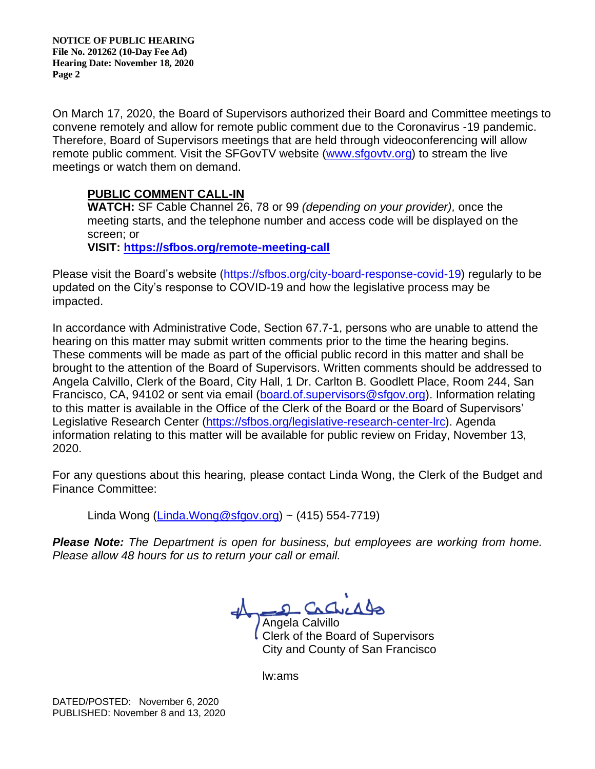On March 17, 2020, the Board of Supervisors authorized their Board and Committee meetings to convene remotely and allow for remote public comment due to the Coronavirus -19 pandemic. Therefore, Board of Supervisors meetings that are held through videoconferencing will allow remote public comment. Visit the SFGovTV website (www.sfgovtv.org) to stream the live meetings or watch them on demand.

**PUBLIC COMMENT CALL-IN**
**WATCH:** SF Cable Channel 26, 78 or 99 *(depending on your provider),* once the meeting starts, and the telephone number and access code will be displayed on the screen; or
**VISIT: https://sfbos.org/remote-meeting-call**

Please visit the Board's website (https://sfbos.org/city-board-response-covid-19) regularly to be updated on the City's response to COVID-19 and how the legislative process may be impacted.

In accordance with Administrative Code, Section 67.7-1, persons who are unable to attend the hearing on this matter may submit written comments prior to the time the hearing begins. These comments will be made as part of the official public record in this matter and shall be brought to the attention of the Board of Supervisors. Written comments should be addressed to Angela Calvillo, Clerk of the Board, City Hall, 1 Dr. Carlton B. Goodlett Place, Room 244, San Francisco, CA, 94102 or sent via email (board.of.supervisors@sfgov.org). Information relating to this matter is available in the Office of the Clerk of the Board or the Board of Supervisors' Legislative Research Center (https://sfbos.org/legislative-research-center-lrc). Agenda information relating to this matter will be available for public review on Friday, November 13, 2020.

For any questions about this hearing, please contact Linda Wong, the Clerk of the Budget and Finance Committee:

Linda Wong (Linda.Wong@sfgov.org) ~ (415) 554-7719)

***Please Note:*** *The Department is open for business, but employees are working from home. Please allow 48 hours for us to return your call or email.*

Angela Calvillo
Clerk of the Board of Supervisors
City and County of San Francisco

lw:ams

DATED/POSTED: November 6, 2020
PUBLISHED: November 8 and 13, 2020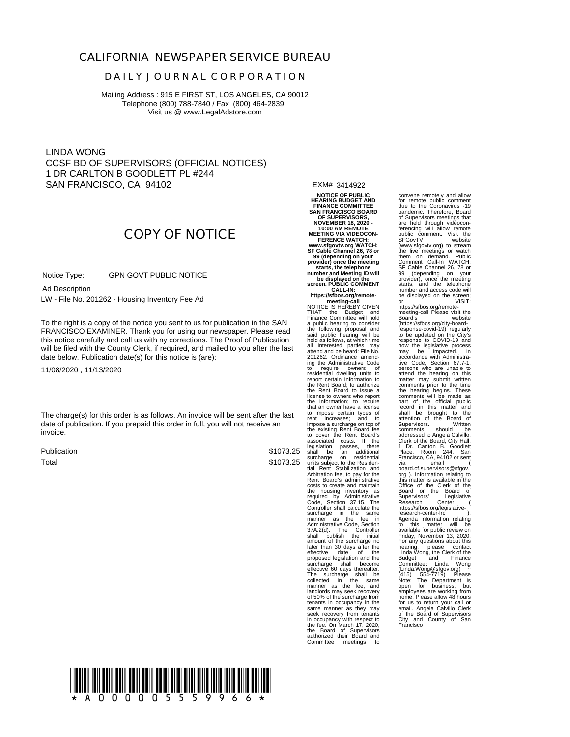# CALIFORNIA NEWSPAPER SERVICE BUREAU

## DAILY JOURNAL CORPORATION

Mailing Address : 915 E FIRST ST, LOS ANGELES, CA 90012
Telephone (800) 788-7840 / Fax (800) 464-2839
Visit us @ www.LegalAdstore.com

LINDA WONG
CCSF BD OF SUPERVISORS (OFFICIAL NOTICES)
1 DR CARLTON B GOODLETT PL #244
SAN FRANCISCO, CA 94102

## COPY OF NOTICE

Notice Type: GPN GOVT PUBLIC NOTICE

Ad Description

LW - File No. 201262 - Housing Inventory Fee Ad

To the right is a copy of the notice you sent to us for publication in the SAN FRANCISCO EXAMINER. Thank you for using our newspaper. Please read this notice carefully and call us with ny corrections. The Proof of Publication will be filed with the County Clerk, if required, and mailed to you after the last date below. Publication date(s) for this notice is (are):

11/08/2020 , 11/13/2020

The charge(s) for this order is as follows. An invoice will be sent after the last date of publication. If you prepaid this order in full, you will not receive an invoice.

| | |
|---|---|
| Publication | $1073.25 |
| Total | $1073.25 |

EXM# 3414922

**NOTICE OF PUBLIC HEARING BUDGET AND FINANCE COMMITTEE SAN FRANCISCO BOARD OF SUPERVISORS, NOVEMBER 18, 2020 - 10:00 AM REMOTE MEETING VIA VIDEOCONFERENCE WATCH: www.sfgovtv.org WATCH: SF Cable Channel 26, 78 or 99 (depending on your provider) once the meeting starts, the telephone number and Meeting ID will be displayed on the screen. PUBLIC COMMENT CALL-IN: https://sfbos.org/remote-meeting-call**

NOTICE IS HEREBY GIVEN THAT the Budget and Finance Committee will hold a public hearing to consider the following proposal and said public hearing will be held as follows, at which time all interested parties may attend and be heard: File No. 201262. Ordinance amending the Administrative Code to require owners of residential dwelling units to report certain information to the Rent Board; to authorize the Rent Board to issue a license to owners who report the information; to require that an owner have a license to impose certain types of rent increases; and to impose a surcharge on top of the existing Rent Board fee to cover the Rent Board's associated costs. If the legislation passes, there shall be an additional surcharge on residential units subject to the Residential Rent Stabilization and Arbitration fee, to pay for the Rent Board's administrative costs to create and maintain the housing inventory as required by Administrative Code, Section 37.15. The Controller shall calculate the surcharge in the same manner as the fee in Administrative Code, Section 37A.2(d). The Controller shall publish the initial amount of the surcharge no later than 30 days after the effective date of the proposed legislation and the surcharge shall become effective 60 days thereafter. The surcharge shall be collected in the same manner as the fee, and landlords may seek recovery of 50% of the surcharge from tenants in occupancy in the same manner as they may seek recovery from tenants in occupancy with respect to the fee. On March 17, 2020, the Board of Supervisors authorized their Board and Committee meetings to convene remotely and allow for remote public comment due to the Coronavirus -19 pandemic. Therefore, Board of Supervisors meetings that are held through videoconferencing will allow remote public comment. Visit the SFGovTV website (www.sfgovtv.org) to stream the live meetings or watch them on demand. Public Comment Call-In WATCH: SF Cable Channel 26, 78 or 99 (depending on your provider), once the meeting starts, and the telephone number and access code will be displayed on the screen; or VISIT: https://sfbos.org/remote-meeting-call Please visit the Board's website (https://sfbos.org/city-board-response-covid-19) regularly to be updated on the City's response to COVID-19 and how the legislative process may be impacted. In accordance with Administrative Code, Section 67.7-1, persons who are unable to attend the hearing on this matter may submit written comments prior to the time the hearing begins. These comments will be made as part of the official public record in this matter and shall be brought to the attention of the Board of Supervisors. Written comments should be addressed to Angela Calvillo, Clerk of the Board, City Hall, 1 Dr. Carlton B. Goodlett Place, Room 244, San Francisco, CA, 94102 or sent via email ( board.of.supervisors@sfgov.org ). Information relating to this matter is available in the Office of the Clerk of the Board or the Board of Supervisors' Legislative Research Center ( https://sfbos.org/legislative-research-center-lrc ). Agenda information relating to this matter will be available for public review on Friday, November 13, 2020. For any questions about this hearing, please contact Linda Wong, the Clerk of the Budget and Finance Committee: Linda Wong (Linda.Wong@sfgov.org) ~ (415) 554-7719) Please Note: The Department is open for business, but employees are working from home. Please allow 48 hours for us to return your call or email. Angela Calvillo Clerk of the Board of Supervisors City and County of San Francisco

\* A 0 0 0 0 0 5 5 5 9 9 6 6 \*